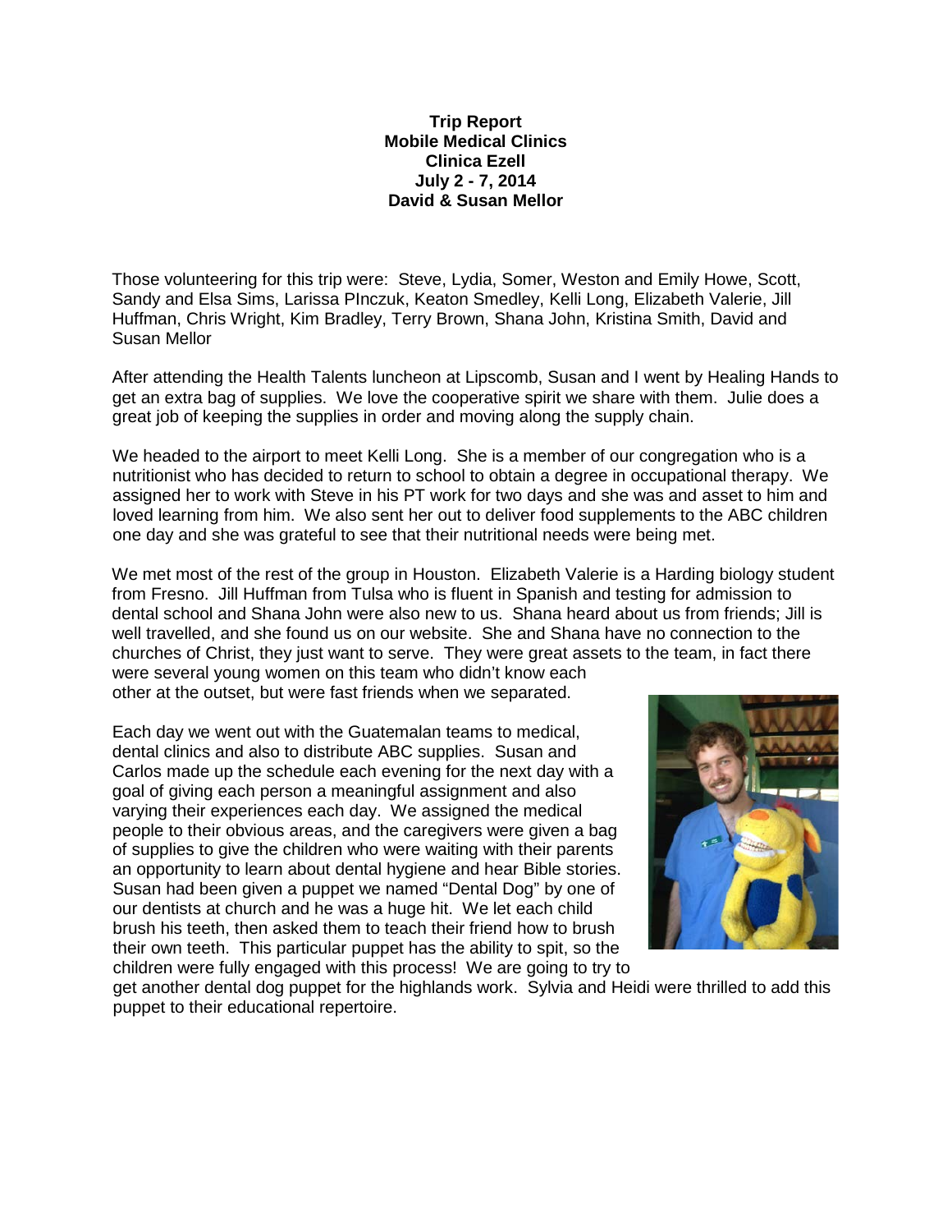**Trip Report**
**Mobile Medical Clinics**
**Clinica Ezell**
**July 2 - 7, 2014**
**David & Susan Mellor**

Those volunteering for this trip were: Steve, Lydia, Somer, Weston and Emily Howe, Scott, Sandy and Elsa Sims, Larissa PInczuk, Keaton Smedley, Kelli Long, Elizabeth Valerie, Jill Huffman, Chris Wright, Kim Bradley, Terry Brown, Shana John, Kristina Smith, David and Susan Mellor

After attending the Health Talents luncheon at Lipscomb, Susan and I went by Healing Hands to get an extra bag of supplies. We love the cooperative spirit we share with them. Julie does a great job of keeping the supplies in order and moving along the supply chain.

We headed to the airport to meet Kelli Long. She is a member of our congregation who is a nutritionist who has decided to return to school to obtain a degree in occupational therapy. We assigned her to work with Steve in his PT work for two days and she was and asset to him and loved learning from him. We also sent her out to deliver food supplements to the ABC children one day and she was grateful to see that their nutritional needs were being met.

We met most of the rest of the group in Houston. Elizabeth Valerie is a Harding biology student from Fresno. Jill Huffman from Tulsa who is fluent in Spanish and testing for admission to dental school and Shana John were also new to us. Shana heard about us from friends; Jill is well travelled, and she found us on our website. She and Shana have no connection to the churches of Christ, they just want to serve. They were great assets to the team, in fact there were several young women on this team who didn't know each other at the outset, but were fast friends when we separated.

Each day we went out with the Guatemalan teams to medical, dental clinics and also to distribute ABC supplies. Susan and Carlos made up the schedule each evening for the next day with a goal of giving each person a meaningful assignment and also varying their experiences each day. We assigned the medical people to their obvious areas, and the caregivers were given a bag of supplies to give the children who were waiting with their parents an opportunity to learn about dental hygiene and hear Bible stories. Susan had been given a puppet we named "Dental Dog" by one of our dentists at church and he was a huge hit. We let each child brush his teeth, then asked them to teach their friend how to brush their own teeth. This particular puppet has the ability to spit, so the children were fully engaged with this process! We are going to try to get another dental dog puppet for the highlands work. Sylvia and Heidi were thrilled to add this puppet to their educational repertoire.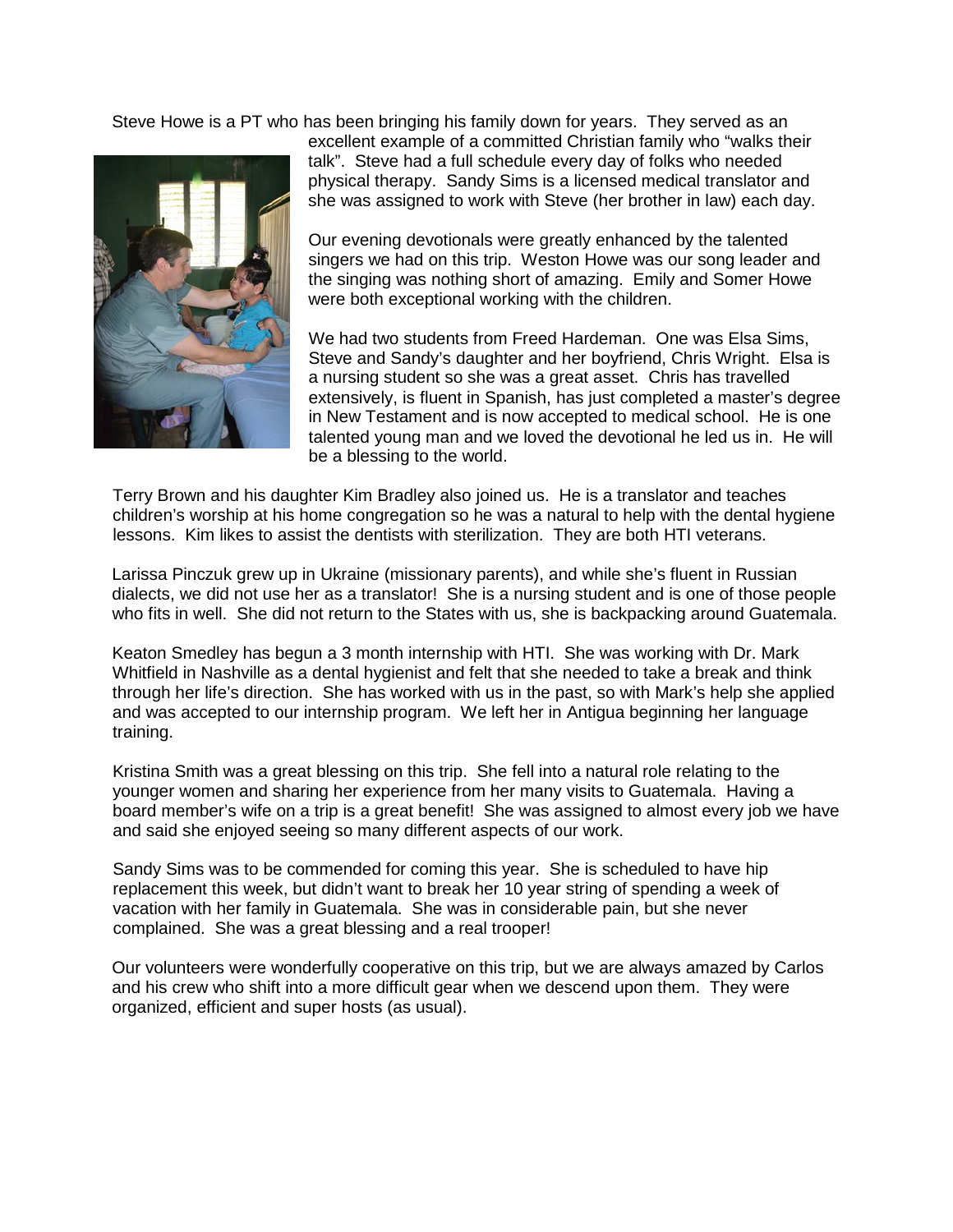Steve Howe is a PT who has been bringing his family down for years. They served as an excellent example of a committed Christian family who "walks their talk". Steve had a full schedule every day of folks who needed physical therapy. Sandy Sims is a licensed medical translator and she was assigned to work with Steve (her brother in law) each day.

Our evening devotionals were greatly enhanced by the talented singers we had on this trip. Weston Howe was our song leader and the singing was nothing short of amazing. Emily and Somer Howe were both exceptional working with the children.

We had two students from Freed Hardeman. One was Elsa Sims, Steve and Sandy's daughter and her boyfriend, Chris Wright. Elsa is a nursing student so she was a great asset. Chris has travelled extensively, is fluent in Spanish, has just completed a master's degree in New Testament and is now accepted to medical school. He is one talented young man and we loved the devotional he led us in. He will be a blessing to the world.

Terry Brown and his daughter Kim Bradley also joined us. He is a translator and teaches children's worship at his home congregation so he was a natural to help with the dental hygiene lessons. Kim likes to assist the dentists with sterilization. They are both HTI veterans.

Larissa Pinczuk grew up in Ukraine (missionary parents), and while she's fluent in Russian dialects, we did not use her as a translator! She is a nursing student and is one of those people who fits in well. She did not return to the States with us, she is backpacking around Guatemala.

Keaton Smedley has begun a 3 month internship with HTI. She was working with Dr. Mark Whitfield in Nashville as a dental hygienist and felt that she needed to take a break and think through her life's direction. She has worked with us in the past, so with Mark's help she applied and was accepted to our internship program. We left her in Antigua beginning her language training.

Kristina Smith was a great blessing on this trip. She fell into a natural role relating to the younger women and sharing her experience from her many visits to Guatemala. Having a board member's wife on a trip is a great benefit! She was assigned to almost every job we have and said she enjoyed seeing so many different aspects of our work.

Sandy Sims was to be commended for coming this year. She is scheduled to have hip replacement this week, but didn't want to break her 10 year string of spending a week of vacation with her family in Guatemala. She was in considerable pain, but she never complained. She was a great blessing and a real trooper!

Our volunteers were wonderfully cooperative on this trip, but we are always amazed by Carlos and his crew who shift into a more difficult gear when we descend upon them. They were organized, efficient and super hosts (as usual).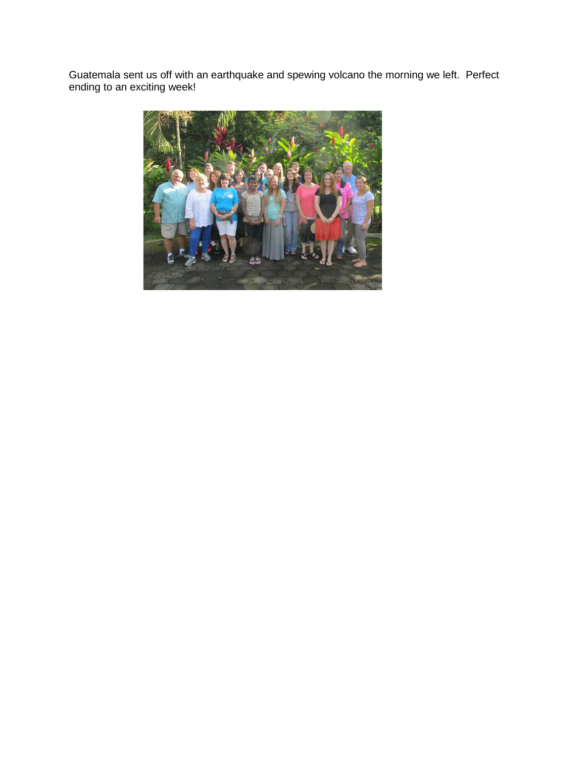Guatemala sent us off with an earthquake and spewing volcano the morning we left. Perfect ending to an exciting week!